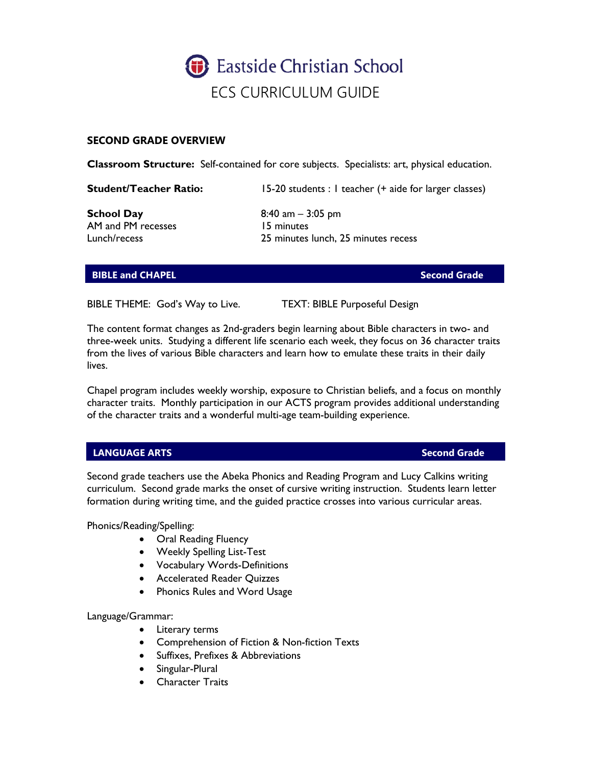# Eastside Christian School

## ECS CURRICULUM GUIDE

### SECOND GRADE OVERVIEW

**Classroom Structure:** Self-contained for core subjects. Specialists: art, physical education.

| | |
|---|---|
| **Student/Teacher Ratio:** | 15-20 students : 1 teacher (+ aide for larger classes) |
| **School Day** | 8:40 am – 3:05 pm |
| AM and PM recesses | 15 minutes |
| Lunch/recess | 25 minutes lunch, 25 minutes recess |

### BIBLE and CHAPEL — Second Grade

BIBLE THEME: God's Way to Live. TEXT: BIBLE Purposeful Design

The content format changes as 2nd-graders begin learning about Bible characters in two- and three-week units. Studying a different life scenario each week, they focus on 36 character traits from the lives of various Bible characters and learn how to emulate these traits in their daily lives.

Chapel program includes weekly worship, exposure to Christian beliefs, and a focus on monthly character traits. Monthly participation in our ACTS program provides additional understanding of the character traits and a wonderful multi-age team-building experience.

### LANGUAGE ARTS — Second Grade

Second grade teachers use the Abeka Phonics and Reading Program and Lucy Calkins writing curriculum. Second grade marks the onset of cursive writing instruction. Students learn letter formation during writing time, and the guided practice crosses into various curricular areas.

Phonics/Reading/Spelling:

- Oral Reading Fluency
- Weekly Spelling List-Test
- Vocabulary Words-Definitions
- Accelerated Reader Quizzes
- Phonics Rules and Word Usage

Language/Grammar:

- Literary terms
- Comprehension of Fiction & Non-fiction Texts
- Suffixes, Prefixes & Abbreviations
- Singular-Plural
- Character Traits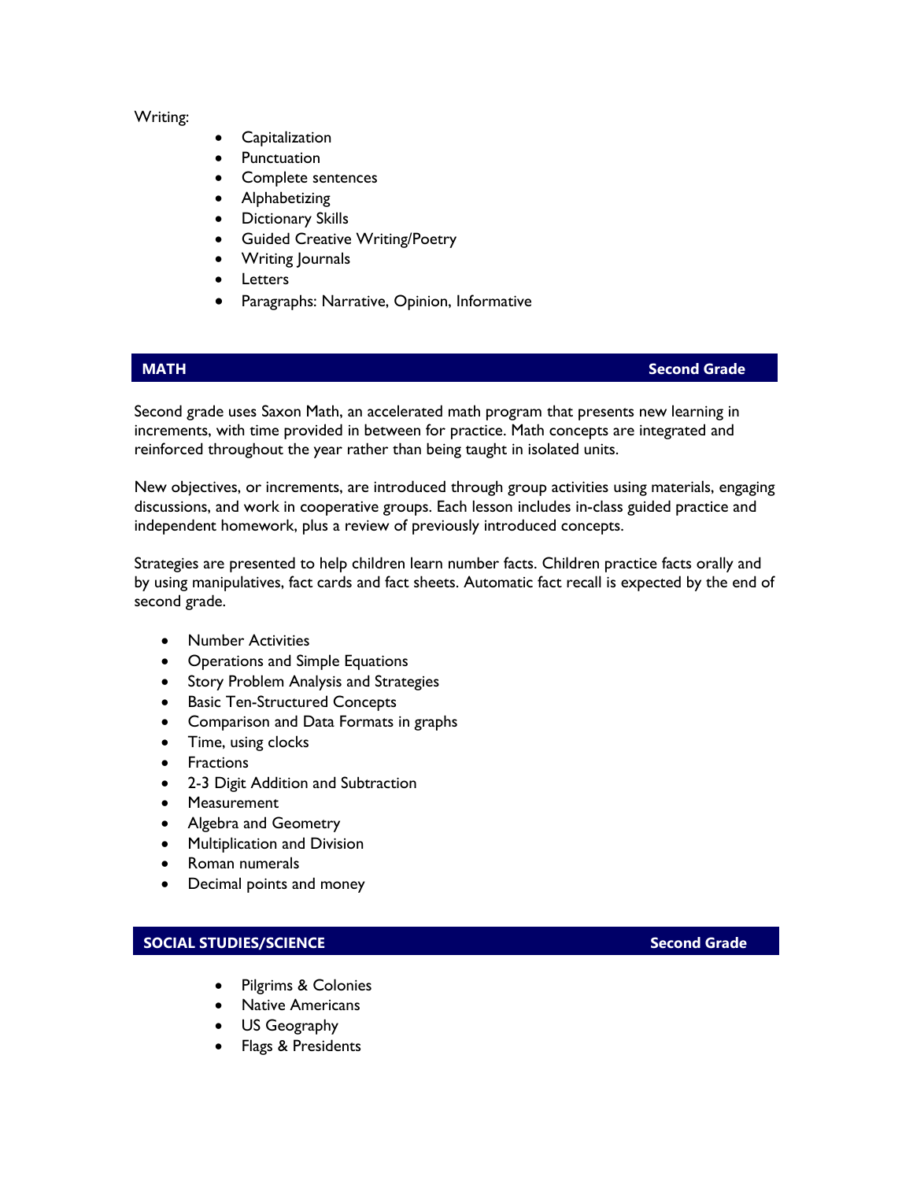Writing:

- Capitalization
- Punctuation
- Complete sentences
- Alphabetizing
- Dictionary Skills
- Guided Creative Writing/Poetry
- Writing Journals
- Letters
- Paragraphs: Narrative, Opinion, Informative

## MATH — Second Grade

Second grade uses Saxon Math, an accelerated math program that presents new learning in increments, with time provided in between for practice. Math concepts are integrated and reinforced throughout the year rather than being taught in isolated units.

New objectives, or increments, are introduced through group activities using materials, engaging discussions, and work in cooperative groups. Each lesson includes in-class guided practice and independent homework, plus a review of previously introduced concepts.

Strategies are presented to help children learn number facts. Children practice facts orally and by using manipulatives, fact cards and fact sheets. Automatic fact recall is expected by the end of second grade.

- Number Activities
- Operations and Simple Equations
- Story Problem Analysis and Strategies
- Basic Ten-Structured Concepts
- Comparison and Data Formats in graphs
- Time, using clocks
- Fractions
- 2-3 Digit Addition and Subtraction
- Measurement
- Algebra and Geometry
- Multiplication and Division
- Roman numerals
- Decimal points and money

## SOCIAL STUDIES/SCIENCE — Second Grade

- Pilgrims & Colonies
- Native Americans
- US Geography
- Flags & Presidents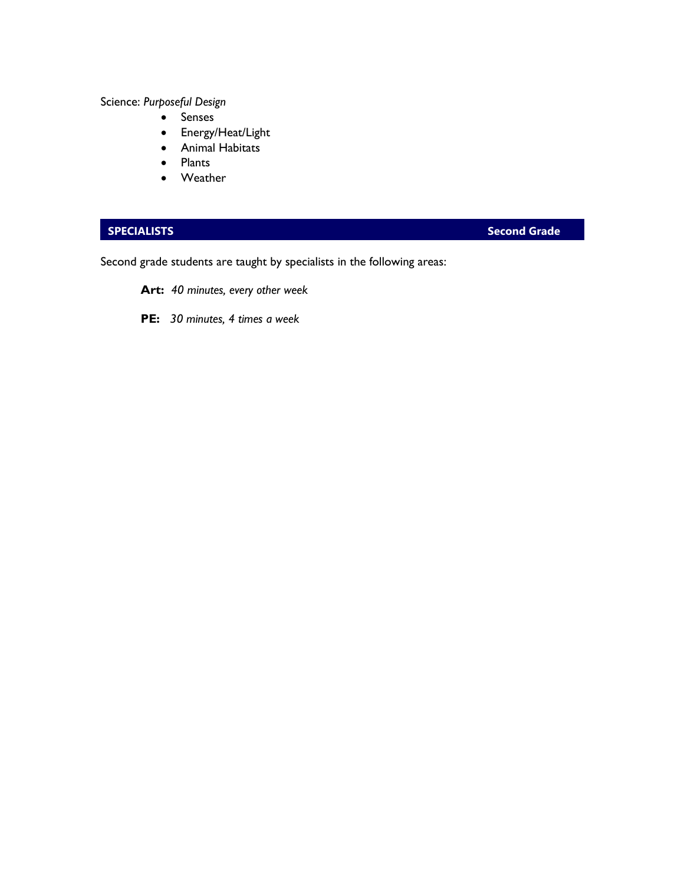Science: *Purposeful Design*

- Senses
- Energy/Heat/Light
- Animal Habitats
- Plants
- Weather

## SPECIALISTS — Second Grade

Second grade students are taught by specialists in the following areas:

**Art:** *40 minutes, every other week*

**PE:** *30 minutes, 4 times a week*